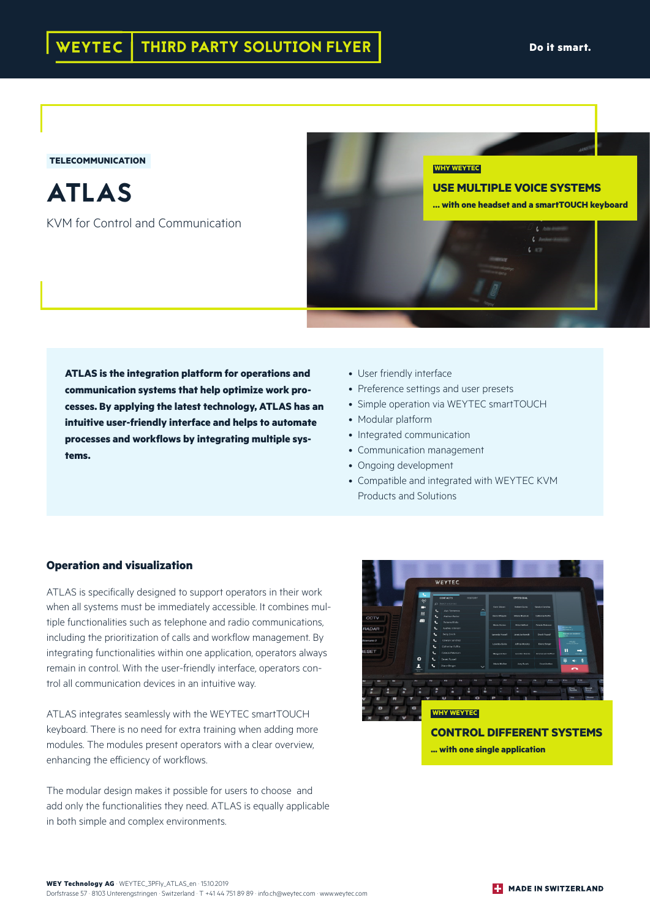WEYTEC | THIRD PARTY SOLUTION FLYER

Do it smart.

TELECOMMUNICATION

# ATLAS

KVM for Control and Communication

WHY WEYTEC

**USE MULTIPLE VOICE SYSTEMS**

**... with one headset and a smartTOUCH keyboard**

**ATLAS is the integration platform for operations and communication systems that help optimize work processes. By applying the latest technology, ATLAS has an intuitive user-friendly interface and helps to automate processes and workflows by integrating multiple systems.**

- User friendly interface
- Preference settings and user presets
- Simple operation via WEYTEC smartTOUCH
- Modular platform
- Integrated communication
- Communication management
- Ongoing development
- Compatible and integrated with WEYTEC KVM Products and Solutions

### Operation and visualization

ATLAS is specifically designed to support operators in their work when all systems must be immediately accessible. It combines multiple functionalities such as telephone and radio communications, including the prioritization of calls and workflow management. By integrating functionalities within one application, operators always remain in control. With the user-friendly interface, operators control all communication devices in an intuitive way.

ATLAS integrates seamlessly with the WEYTEC smartTOUCH keyboard. There is no need for extra training when adding more modules. The modules present operators with a clear overview, enhancing the efficiency of workflows.

The modular design makes it possible for users to choose and add only the functionalities they need. ATLAS is equally applicable in both simple and complex environments.

WHY WEYTEC

**CONTROL DIFFERENT SYSTEMS**

**... with one single application**

**WEY Technology AG** · WEYTEC_3PFly_ATLAS_en · 15.10.2019
Dorfstrasse 57 · 8103 Unterengstringen · Switzerland · T +41 44 751 89 89 · info.ch@weytec.com · www.weytec.com

MADE IN SWITZERLAND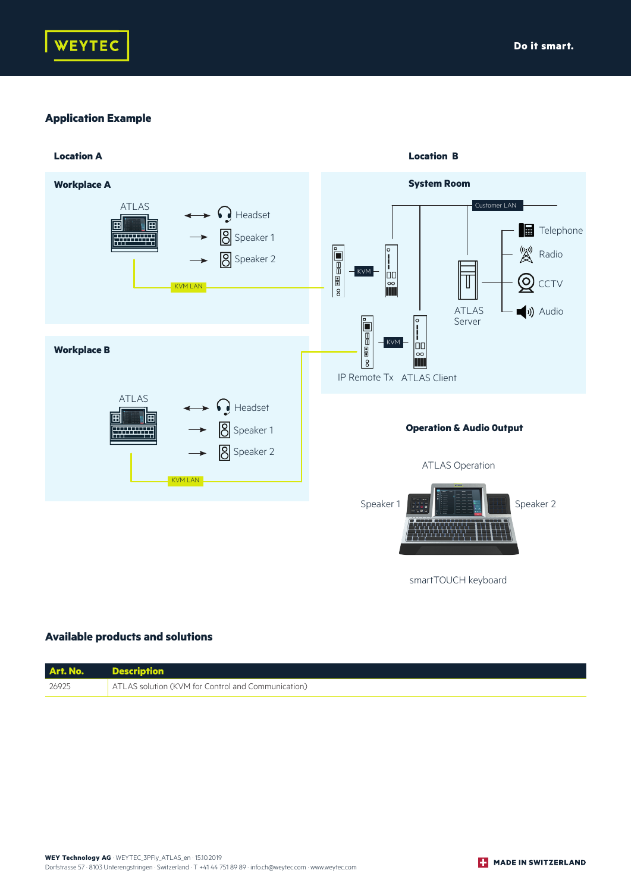## Application Example

**Location A**

**Workplace A**

ATLAS

Headset

Speaker 1

Speaker 2

KVM LAN

**Workplace B**

ATLAS

Headset

Speaker 1

Speaker 2

KVM LAN

**Location B**

**System Room**

Customer LAN

KVM

KVM

Telephone

Radio

CCTV

Audio

ATLAS Server

IP Remote Tx

ATLAS Client

**Operation & Audio Output**

ATLAS Operation

Speaker 1

Speaker 2

smartTOUCH keyboard

## Available products and solutions

| Art. No. | Description |
|---|---|
| 26925 | ATLAS solution (KVM for Control and Communication) |

**WEY Technology AG** · WEYTEC_3PFly_ATLAS_en · 15.10.2019
Dorfstrasse 57 · 8103 Unterengstringen · Switzerland · T +41 44 751 89 89 · info.ch@weytec.com · www.weytec.com

**MADE IN SWITZERLAND**